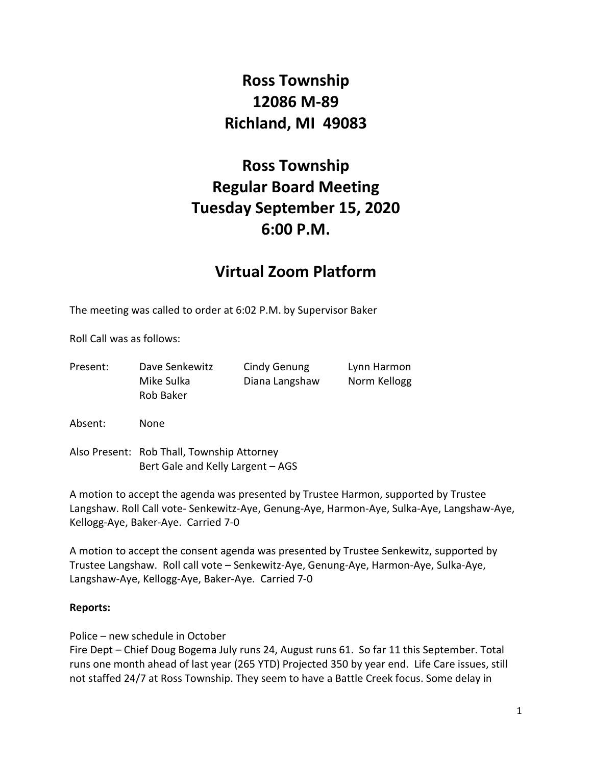# Ross Township
# 12086 M-89
# Richland, MI 49083

# Ross Township
# Regular Board Meeting
# Tuesday September 15, 2020
# 6:00 P.M.

## Virtual Zoom Platform

The meeting was called to order at 6:02 P.M. by Supervisor Baker

Roll Call was as follows:

| Present: | Dave Senkewitz | Cindy Genung | Lynn Harmon |
|---|---|---|---|
| | Mike Sulka | Diana Langshaw | Norm Kellogg |
| | Rob Baker | | |

Absent: None

Also Present: Rob Thall, Township Attorney
Bert Gale and Kelly Largent – AGS

A motion to accept the agenda was presented by Trustee Harmon, supported by Trustee Langshaw. Roll Call vote- Senkewitz-Aye, Genung-Aye, Harmon-Aye, Sulka-Aye, Langshaw-Aye, Kellogg-Aye, Baker-Aye. Carried 7-0

A motion to accept the consent agenda was presented by Trustee Senkewitz, supported by Trustee Langshaw. Roll call vote – Senkewitz-Aye, Genung-Aye, Harmon-Aye, Sulka-Aye, Langshaw-Aye, Kellogg-Aye, Baker-Aye. Carried 7-0

**Reports:**

Police – new schedule in October
Fire Dept – Chief Doug Bogema July runs 24, August runs 61. So far 11 this September. Total runs one month ahead of last year (265 YTD) Projected 350 by year end. Life Care issues, still not staffed 24/7 at Ross Township. They seem to have a Battle Creek focus. Some delay in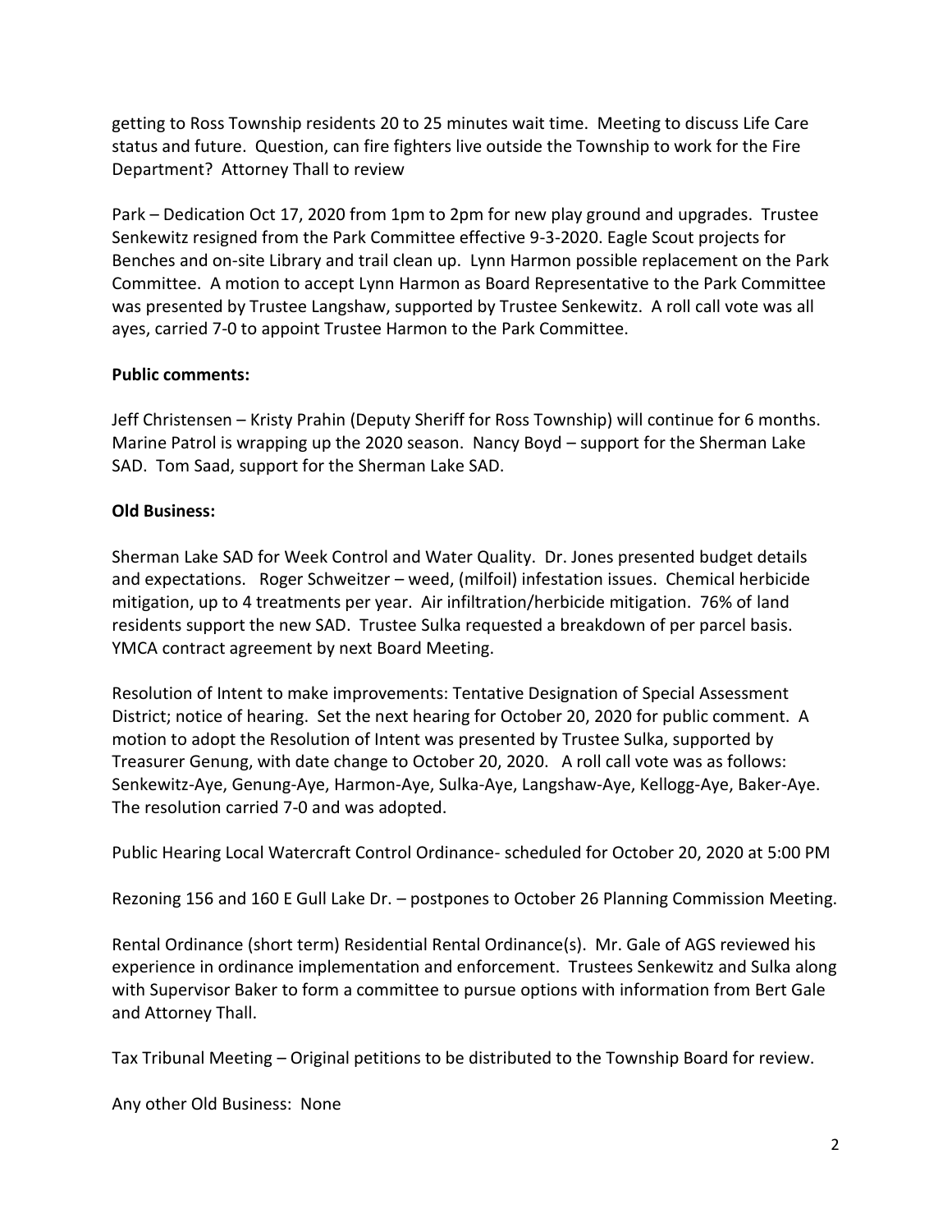getting to Ross Township residents 20 to 25 minutes wait time. Meeting to discuss Life Care status and future. Question, can fire fighters live outside the Township to work for the Fire Department? Attorney Thall to review

Park – Dedication Oct 17, 2020 from 1pm to 2pm for new play ground and upgrades. Trustee Senkewitz resigned from the Park Committee effective 9-3-2020. Eagle Scout projects for Benches and on-site Library and trail clean up. Lynn Harmon possible replacement on the Park Committee. A motion to accept Lynn Harmon as Board Representative to the Park Committee was presented by Trustee Langshaw, supported by Trustee Senkewitz. A roll call vote was all ayes, carried 7-0 to appoint Trustee Harmon to the Park Committee.

**Public comments:**

Jeff Christensen – Kristy Prahin (Deputy Sheriff for Ross Township) will continue for 6 months. Marine Patrol is wrapping up the 2020 season. Nancy Boyd – support for the Sherman Lake SAD. Tom Saad, support for the Sherman Lake SAD.

**Old Business:**

Sherman Lake SAD for Week Control and Water Quality. Dr. Jones presented budget details and expectations. Roger Schweitzer – weed, (milfoil) infestation issues. Chemical herbicide mitigation, up to 4 treatments per year. Air infiltration/herbicide mitigation. 76% of land residents support the new SAD. Trustee Sulka requested a breakdown of per parcel basis. YMCA contract agreement by next Board Meeting.

Resolution of Intent to make improvements: Tentative Designation of Special Assessment District; notice of hearing. Set the next hearing for October 20, 2020 for public comment. A motion to adopt the Resolution of Intent was presented by Trustee Sulka, supported by Treasurer Genung, with date change to October 20, 2020. A roll call vote was as follows: Senkewitz-Aye, Genung-Aye, Harmon-Aye, Sulka-Aye, Langshaw-Aye, Kellogg-Aye, Baker-Aye. The resolution carried 7-0 and was adopted.

Public Hearing Local Watercraft Control Ordinance- scheduled for October 20, 2020 at 5:00 PM

Rezoning 156 and 160 E Gull Lake Dr. – postpones to October 26 Planning Commission Meeting.

Rental Ordinance (short term) Residential Rental Ordinance(s). Mr. Gale of AGS reviewed his experience in ordinance implementation and enforcement. Trustees Senkewitz and Sulka along with Supervisor Baker to form a committee to pursue options with information from Bert Gale and Attorney Thall.

Tax Tribunal Meeting – Original petitions to be distributed to the Township Board for review.

Any other Old Business: None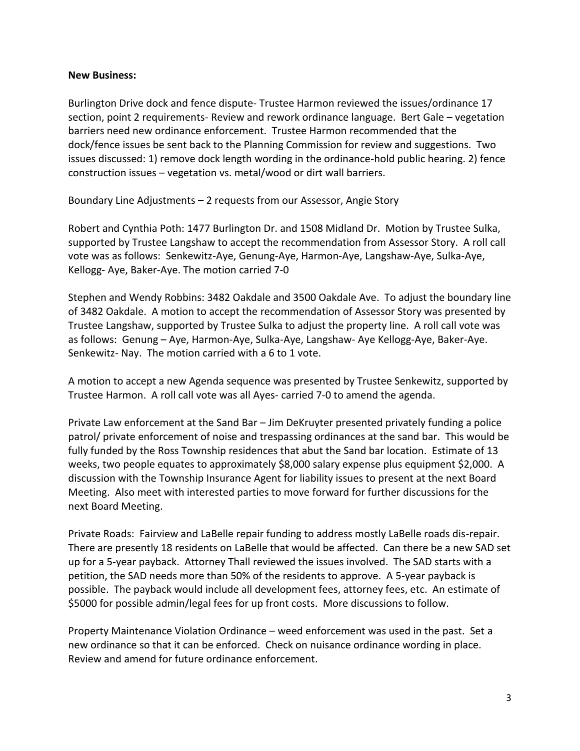**New Business:**

Burlington Drive dock and fence dispute- Trustee Harmon reviewed the issues/ordinance 17 section, point 2 requirements- Review and rework ordinance language. Bert Gale – vegetation barriers need new ordinance enforcement. Trustee Harmon recommended that the dock/fence issues be sent back to the Planning Commission for review and suggestions. Two issues discussed: 1) remove dock length wording in the ordinance-hold public hearing. 2) fence construction issues – vegetation vs. metal/wood or dirt wall barriers.

Boundary Line Adjustments – 2 requests from our Assessor, Angie Story

Robert and Cynthia Poth: 1477 Burlington Dr. and 1508 Midland Dr. Motion by Trustee Sulka, supported by Trustee Langshaw to accept the recommendation from Assessor Story. A roll call vote was as follows: Senkewitz-Aye, Genung-Aye, Harmon-Aye, Langshaw-Aye, Sulka-Aye, Kellogg- Aye, Baker-Aye. The motion carried 7-0

Stephen and Wendy Robbins: 3482 Oakdale and 3500 Oakdale Ave. To adjust the boundary line of 3482 Oakdale. A motion to accept the recommendation of Assessor Story was presented by Trustee Langshaw, supported by Trustee Sulka to adjust the property line. A roll call vote was as follows: Genung – Aye, Harmon-Aye, Sulka-Aye, Langshaw- Aye Kellogg-Aye, Baker-Aye. Senkewitz- Nay. The motion carried with a 6 to 1 vote.

A motion to accept a new Agenda sequence was presented by Trustee Senkewitz, supported by Trustee Harmon. A roll call vote was all Ayes- carried 7-0 to amend the agenda.

Private Law enforcement at the Sand Bar – Jim DeKruyter presented privately funding a police patrol/ private enforcement of noise and trespassing ordinances at the sand bar. This would be fully funded by the Ross Township residences that abut the Sand bar location. Estimate of 13 weeks, two people equates to approximately $8,000 salary expense plus equipment $2,000. A discussion with the Township Insurance Agent for liability issues to present at the next Board Meeting. Also meet with interested parties to move forward for further discussions for the next Board Meeting.

Private Roads: Fairview and LaBelle repair funding to address mostly LaBelle roads dis-repair. There are presently 18 residents on LaBelle that would be affected. Can there be a new SAD set up for a 5-year payback. Attorney Thall reviewed the issues involved. The SAD starts with a petition, the SAD needs more than 50% of the residents to approve. A 5-year payback is possible. The payback would include all development fees, attorney fees, etc. An estimate of $5000 for possible admin/legal fees for up front costs. More discussions to follow.

Property Maintenance Violation Ordinance – weed enforcement was used in the past. Set a new ordinance so that it can be enforced. Check on nuisance ordinance wording in place. Review and amend for future ordinance enforcement.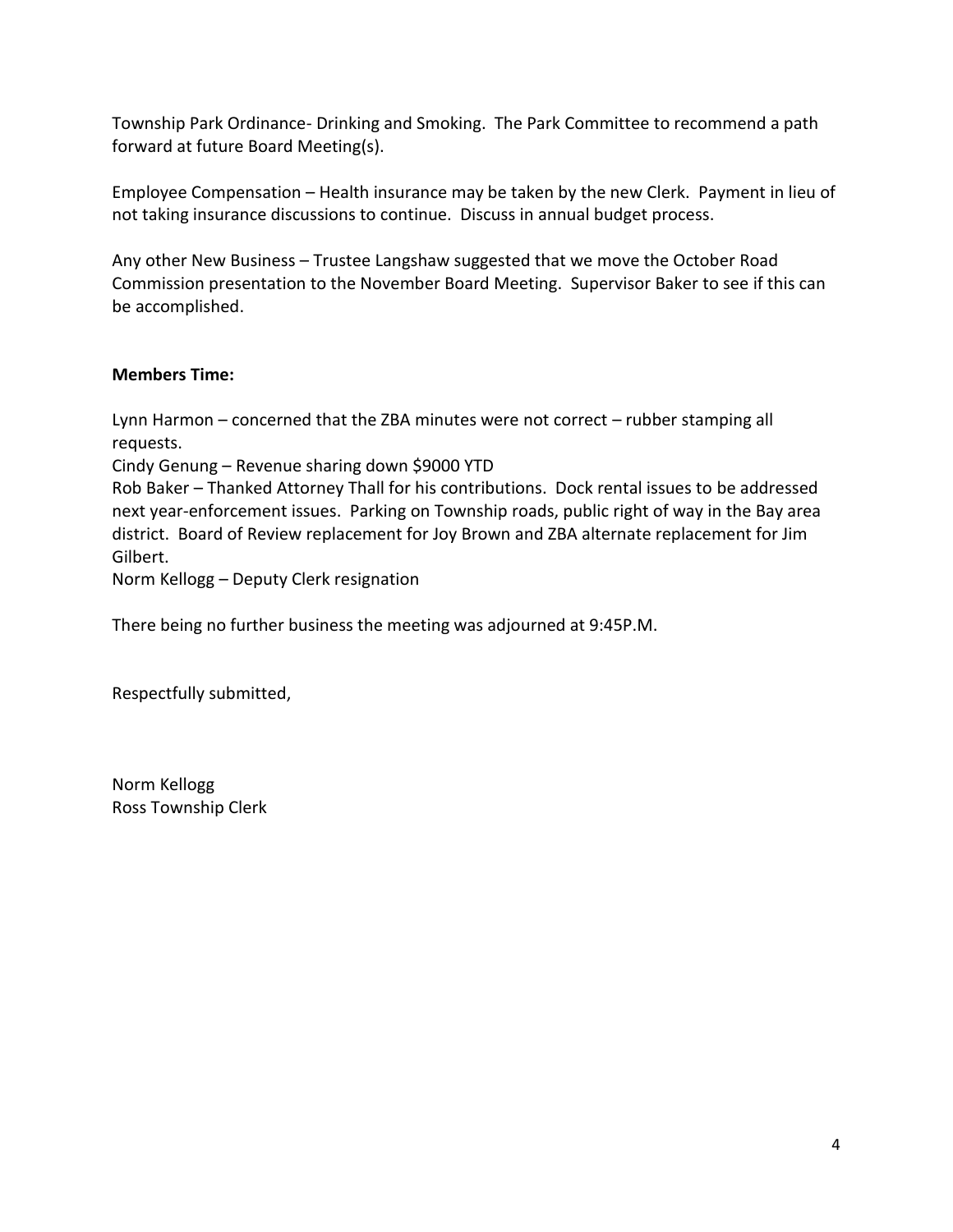Township Park Ordinance- Drinking and Smoking. The Park Committee to recommend a path forward at future Board Meeting(s).

Employee Compensation – Health insurance may be taken by the new Clerk. Payment in lieu of not taking insurance discussions to continue. Discuss in annual budget process.

Any other New Business – Trustee Langshaw suggested that we move the October Road Commission presentation to the November Board Meeting. Supervisor Baker to see if this can be accomplished.

**Members Time:**

Lynn Harmon – concerned that the ZBA minutes were not correct – rubber stamping all requests.
Cindy Genung – Revenue sharing down $9000 YTD
Rob Baker – Thanked Attorney Thall for his contributions. Dock rental issues to be addressed next year-enforcement issues. Parking on Township roads, public right of way in the Bay area district. Board of Review replacement for Joy Brown and ZBA alternate replacement for Jim Gilbert.
Norm Kellogg – Deputy Clerk resignation

There being no further business the meeting was adjourned at 9:45P.M.

Respectfully submitted,

Norm Kellogg
Ross Township Clerk